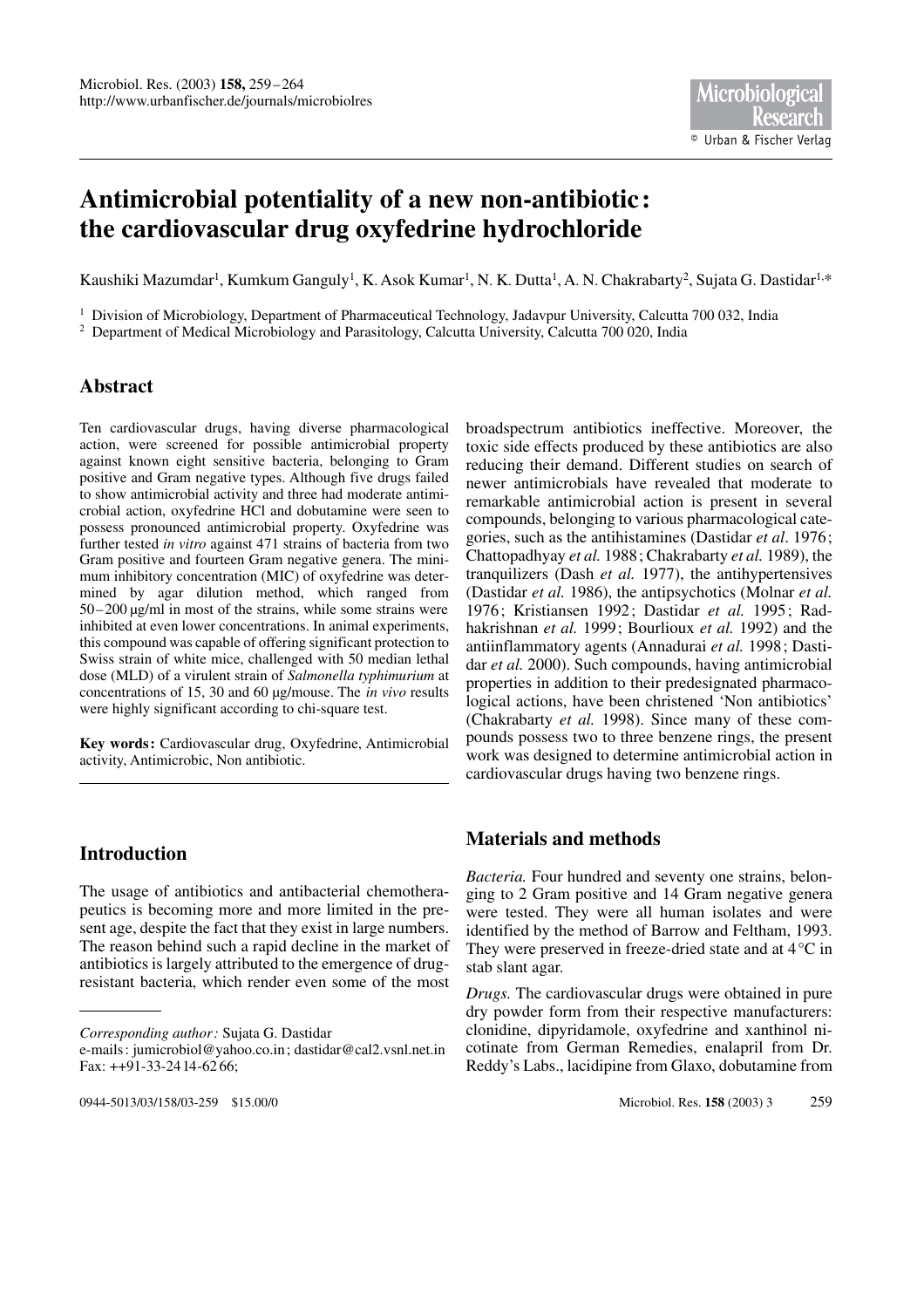# Antimicrobial potentiality of a new non-antibiotic: the cardiovascular drug oxyfedrine hydrochloride

Kaushiki Mazumdar[1], Kumkum Ganguly[1], K. Asok Kumar[1], N. K. Dutta[1], A. N. Chakrabarty[2], Sujata G. Dastidar[1,*]

[1] Division of Microbiology, Department of Pharmaceutical Technology, Jadavpur University, Calcutta 700 032, India

[2] Department of Medical Microbiology and Parasitology, Calcutta University, Calcutta 700 020, India

## Abstract

Ten cardiovascular drugs, having diverse pharmacological action, were screened for possible antimicrobial property against known eight sensitive bacteria, belonging to Gram positive and Gram negative types. Although five drugs failed to show antimicrobial activity and three had moderate antimicrobial action, oxyfedrine HCl and dobutamine were seen to possess pronounced antimicrobial property. Oxyfedrine was further tested *in vitro* against 471 strains of bacteria from two Gram positive and fourteen Gram negative genera. The minimum inhibitory concentration (MIC) of oxyfedrine was determined by agar dilution method, which ranged from 50–200 μg/ml in most of the strains, while some strains were inhibited at even lower concentrations. In animal experiments, this compound was capable of offering significant protection to Swiss strain of white mice, challenged with 50 median lethal dose (MLD) of a virulent strain of *Salmonella typhimurium* at concentrations of 15, 30 and 60 μg/mouse. The *in vivo* results were highly significant according to chi-square test.

**Key words:** Cardiovascular drug, Oxyfedrine, Antimicrobial activity, Antimicrobic, Non antibiotic.

## Introduction

The usage of antibiotics and antibacterial chemotherapeutics is becoming more and more limited in the present age, despite the fact that they exist in large numbers. The reason behind such a rapid decline in the market of antibiotics is largely attributed to the emergence of drug-resistant bacteria, which render even some of the most broadspectrum antibiotics ineffective. Moreover, the toxic side effects produced by these antibiotics are also reducing their demand. Different studies on search of newer antimicrobials have revealed that moderate to remarkable antimicrobial action is present in several compounds, belonging to various pharmacological categories, such as the antihistamines (Dastidar *et al*. 1976; Chattopadhyay *et al.* 1988; Chakrabarty *et al.* 1989), the tranquilizers (Dash *et al.* 1977), the antihypertensives (Dastidar *et al.* 1986), the antipsychotics (Molnar *et al.* 1976; Kristiansen 1992; Dastidar *et al.* 1995; Radhakrishnan *et al.* 1999; Bourlioux *et al.* 1992) and the antiinflammatory agents (Annadurai *et al.* 1998; Dastidar *et al.* 2000). Such compounds, having antimicrobial properties in addition to their predesignated pharmacological actions, have been christened 'Non antibiotics' (Chakrabarty *et al.* 1998). Since many of these compounds possess two to three benzene rings, the present work was designed to determine antimicrobial action in cardiovascular drugs having two benzene rings.

## Materials and methods

*Bacteria.* Four hundred and seventy one strains, belonging to 2 Gram positive and 14 Gram negative genera were tested. They were all human isolates and were identified by the method of Barrow and Feltham, 1993. They were preserved in freeze-dried state and at 4 °C in stab slant agar.

*Drugs.* The cardiovascular drugs were obtained in pure dry powder form from their respective manufacturers: clonidine, dipyridamole, oxyfedrine and xanthinol nicotinate from German Remedies, enalapril from Dr. Reddy's Labs., lacidipine from Glaxo, dobutamine from

---

*Corresponding author:* Sujata G. Dastidar
e-mails: jumicrobiol@yahoo.co.in; dastidar@cal2.vsnl.net.in
Fax: ++91-33-24 14-62 66;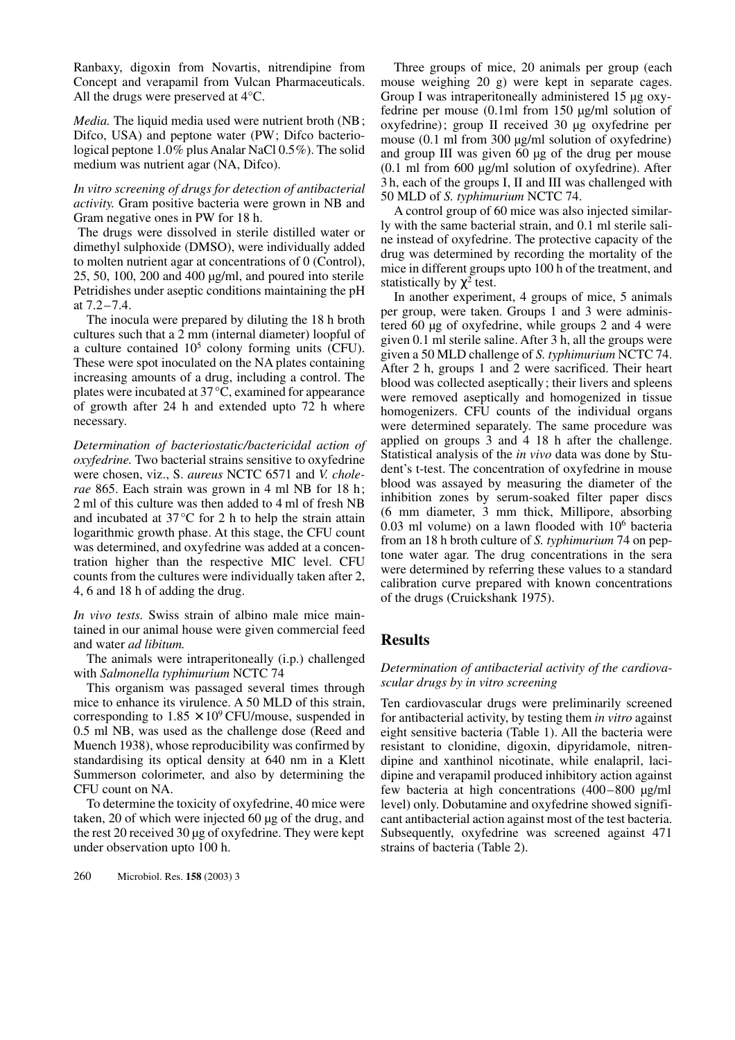Ranbaxy, digoxin from Novartis, nitrendipine from Concept and verapamil from Vulcan Pharmaceuticals. All the drugs were preserved at 4°C.

*Media.* The liquid media used were nutrient broth (NB; Difco, USA) and peptone water (PW; Difco bacteriological peptone 1.0% plus Analar NaCl 0.5%). The solid medium was nutrient agar (NA, Difco).

*In vitro screening of drugs for detection of antibacterial activity.* Gram positive bacteria were grown in NB and Gram negative ones in PW for 18 h.

The drugs were dissolved in sterile distilled water or dimethyl sulphoxide (DMSO), were individually added to molten nutrient agar at concentrations of 0 (Control), 25, 50, 100, 200 and 400 µg/ml, and poured into sterile Petridishes under aseptic conditions maintaining the pH at 7.2–7.4.

The inocula were prepared by diluting the 18 h broth cultures such that a 2 mm (internal diameter) loopful of a culture contained $10^5$ colony forming units (CFU). These were spot inoculated on the NA plates containing increasing amounts of a drug, including a control. The plates were incubated at 37°C, examined for appearance of growth after 24 h and extended upto 72 h where necessary.

*Determination of bacteriostatic/bactericidal action of oxyfedrine.* Two bacterial strains sensitive to oxyfedrine were chosen, viz., S. *aureus* NCTC 6571 and *V. cholerae* 865. Each strain was grown in 4 ml NB for 18 h; 2 ml of this culture was then added to 4 ml of fresh NB and incubated at 37°C for 2 h to help the strain attain logarithmic growth phase. At this stage, the CFU count was determined, and oxyfedrine was added at a concentration higher than the respective MIC level. CFU counts from the cultures were individually taken after 2, 4, 6 and 18 h of adding the drug.

*In vivo tests.* Swiss strain of albino male mice maintained in our animal house were given commercial feed and water *ad libitum.*

The animals were intraperitoneally (i.p.) challenged with *Salmonella typhimurium* NCTC 74

This organism was passaged several times through mice to enhance its virulence. A 50 MLD of this strain, corresponding to $1.85 \times 10^9$ CFU/mouse, suspended in 0.5 ml NB, was used as the challenge dose (Reed and Muench 1938), whose reproducibility was confirmed by standardising its optical density at 640 nm in a Klett Summerson colorimeter, and also by determining the CFU count on NA.

To determine the toxicity of oxyfedrine, 40 mice were taken, 20 of which were injected 60 µg of the drug, and the rest 20 received 30 µg of oxyfedrine. They were kept under observation upto 100 h.

Three groups of mice, 20 animals per group (each mouse weighing 20 g) were kept in separate cages. Group I was intraperitoneally administered 15 µg oxyfedrine per mouse (0.1ml from 150 µg/ml solution of oxyfedrine); group II received 30 µg oxyfedrine per mouse (0.1 ml from 300 µg/ml solution of oxyfedrine) and group III was given 60 µg of the drug per mouse (0.1 ml from 600 µg/ml solution of oxyfedrine). After 3 h, each of the groups I, II and III was challenged with 50 MLD of *S. typhimurium* NCTC 74.

A control group of 60 mice was also injected similarly with the same bacterial strain, and 0.1 ml sterile saline instead of oxyfedrine. The protective capacity of the drug was determined by recording the mortality of the mice in different groups upto 100 h of the treatment, and statistically by $\chi^2$ test.

In another experiment, 4 groups of mice, 5 animals per group, were taken. Groups 1 and 3 were administered 60 µg of oxyfedrine, while groups 2 and 4 were given 0.1 ml sterile saline. After 3 h, all the groups were given a 50 MLD challenge of *S. typhimurium* NCTC 74. After 2 h, groups 1 and 2 were sacrificed. Their heart blood was collected aseptically; their livers and spleens were removed aseptically and homogenized in tissue homogenizers. CFU counts of the individual organs were determined separately. The same procedure was applied on groups 3 and 4 18 h after the challenge. Statistical analysis of the *in vivo* data was done by Student's t-test. The concentration of oxyfedrine in mouse blood was assayed by measuring the diameter of the inhibition zones by serum-soaked filter paper discs (6 mm diameter, 3 mm thick, Millipore, absorbing 0.03 ml volume) on a lawn flooded with $10^6$ bacteria from an 18 h broth culture of *S. typhimurium* 74 on peptone water agar. The drug concentrations in the sera were determined by referring these values to a standard calibration curve prepared with known concentrations of the drugs (Cruickshank 1975).

## Results

### *Determination of antibacterial activity of the cardiovascular drugs by in vitro screening*

Ten cardiovascular drugs were preliminarily screened for antibacterial activity, by testing them *in vitro* against eight sensitive bacteria (Table 1). All the bacteria were resistant to clonidine, digoxin, dipyridamole, nitrendipine and xanthinol nicotinate, while enalapril, lacidipine and verapamil produced inhibitory action against few bacteria at high concentrations (400–800 µg/ml level) only. Dobutamine and oxyfedrine showed significant antibacterial action against most of the test bacteria. Subsequently, oxyfedrine was screened against 471 strains of bacteria (Table 2).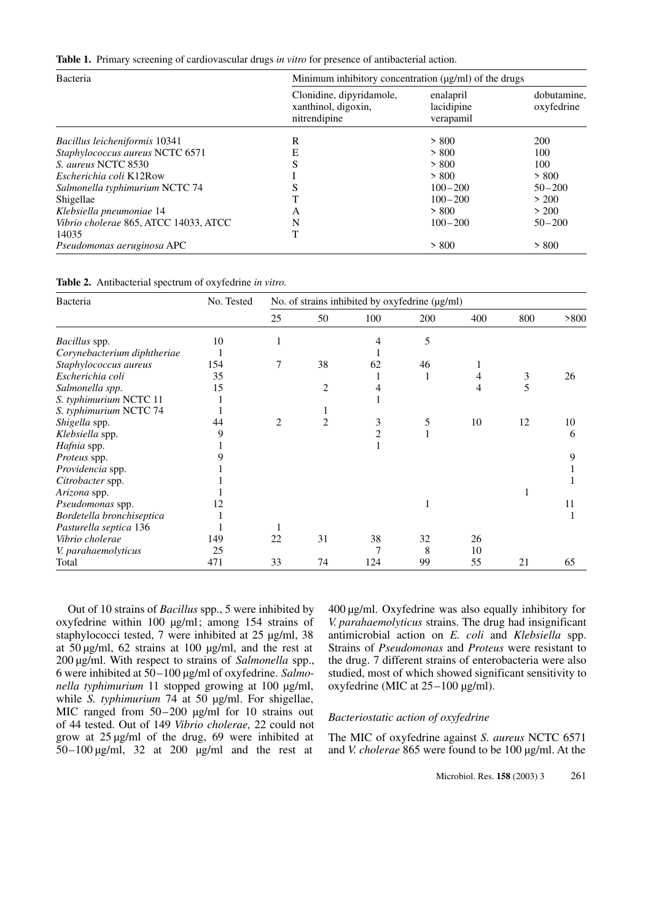**Table 1.** Primary screening of cardiovascular drugs *in vitro* for presence of antibacterial action.

| Bacteria | Minimum inhibitory concentration (µg/ml) of the drugs | | |
|---|---|---|---|
| | Clonidine, dipyridamole, xanthinol, digoxin, nitrendipine | enalapril lacidipine verapamil | dobutamine, oxyfedrine |
| *Bacillus leicheniformis* 10341 | R | > 800 | 200 |
| *Staphylococcus aureus* NCTC 6571 | E | > 800 | 100 |
| *S. aureus* NCTC 8530 | S | > 800 | 100 |
| *Escherichia coli* K12Row | I | > 800 | > 800 |
| *Salmonella typhimurium* NCTC 74 | S | 100–200 | 50–200 |
| Shigellae | T | 100–200 | > 200 |
| *Klebsiella pneumoniae* 14 | A | > 800 | > 200 |
| *Vibrio cholerae* 865, ATCC 14033, ATCC 14035 | N | 100–200 | 50–200 |
| | T | | |
| *Pseudomonas aeruginosa* APC | | > 800 | > 800 |

**Table 2.** Antibacterial spectrum of oxyfedrine *in vitro.*

| Bacteria | No. Tested | No. of strains inhibited by oxyfedrine (µg/ml) | | | | | | |
|---|---|---|---|---|---|---|---|---|
| | | 25 | 50 | 100 | 200 | 400 | 800 | >800 |
| *Bacillus* spp. | 10 | 1 | | 4 | 5 | | | |
| *Corynebacterium diphtheriae* | 1 | | | 1 | | | | |
| *Staphylococcus aureus* | 154 | 7 | 38 | 62 | 46 | 1 | | |
| *Escherichia coli* | 35 | | | 1 | 1 | 4 | 3 | 26 |
| *Salmonella spp.* | 15 | | 2 | 4 | | 4 | 5 | |
| *S. typhimurium* NCTC 11 | 1 | | | 1 | | | | |
| *S. typhimurium* NCTC 74 | 1 | | 1 | | | | | |
| *Shigella* spp. | 44 | 2 | 2 | 3 | 5 | 10 | 12 | 10 |
| *Klebsiella* spp. | 9 | | | 2 | 1 | | | 6 |
| *Hafnia* spp. | 1 | | | 1 | | | | |
| *Proteus* spp. | 9 | | | | | | | 9 |
| *Providencia* spp. | 1 | | | | | | | 1 |
| *Citrobacter* spp. | 1 | | | | | | | 1 |
| *Arizona* spp. | 1 | | | | | | 1 | |
| *Pseudomonas* spp. | 12 | | | | 1 | | | 11 |
| *Bordetella bronchiseptica* | 1 | | | | | | | 1 |
| *Pasturella septica* 136 | 1 | 1 | | | | | | |
| *Vibrio cholerae* | 149 | 22 | 31 | 38 | 32 | 26 | | |
| *V. parahaemolyticus* | 25 | | | 7 | 8 | 10 | | |
| Total | 471 | 33 | 74 | 124 | 99 | 55 | 21 | 65 |

Out of 10 strains of *Bacillus* spp., 5 were inhibited by oxyfedrine within 100 µg/ml; among 154 strains of staphylococci tested, 7 were inhibited at 25 µg/ml, 38 at 50 µg/ml, 62 strains at 100 µg/ml, and the rest at 200 µg/ml. With respect to strains of *Salmonella* spp., 6 were inhibited at 50–100 µg/ml of oxyfedrine. *Salmonella typhimurium* 11 stopped growing at 100 µg/ml, while *S. typhimurium* 74 at 50 µg/ml. For shigellae, MIC ranged from 50–200 µg/ml for 10 strains out of 44 tested. Out of 149 *Vibrio cholerae,* 22 could not grow at 25 µg/ml of the drug, 69 were inhibited at 50–100 µg/ml, 32 at 200 µg/ml and the rest at 400 µg/ml. Oxyfedrine was also equally inhibitory for *V. parahaemolyticus* strains. The drug had insignificant antimicrobial action on *E. coli* and *Klebsiella* spp. Strains of *Pseudomonas* and *Proteus* were resistant to the drug. 7 different strains of enterobacteria were also studied, most of which showed significant sensitivity to oxyfedrine (MIC at 25–100 µg/ml).

### *Bacteriostatic action of oxyfedrine*

The MIC of oxyfedrine against *S. aureus* NCTC 6571 and *V. cholerae* 865 were found to be 100 µg/ml. At the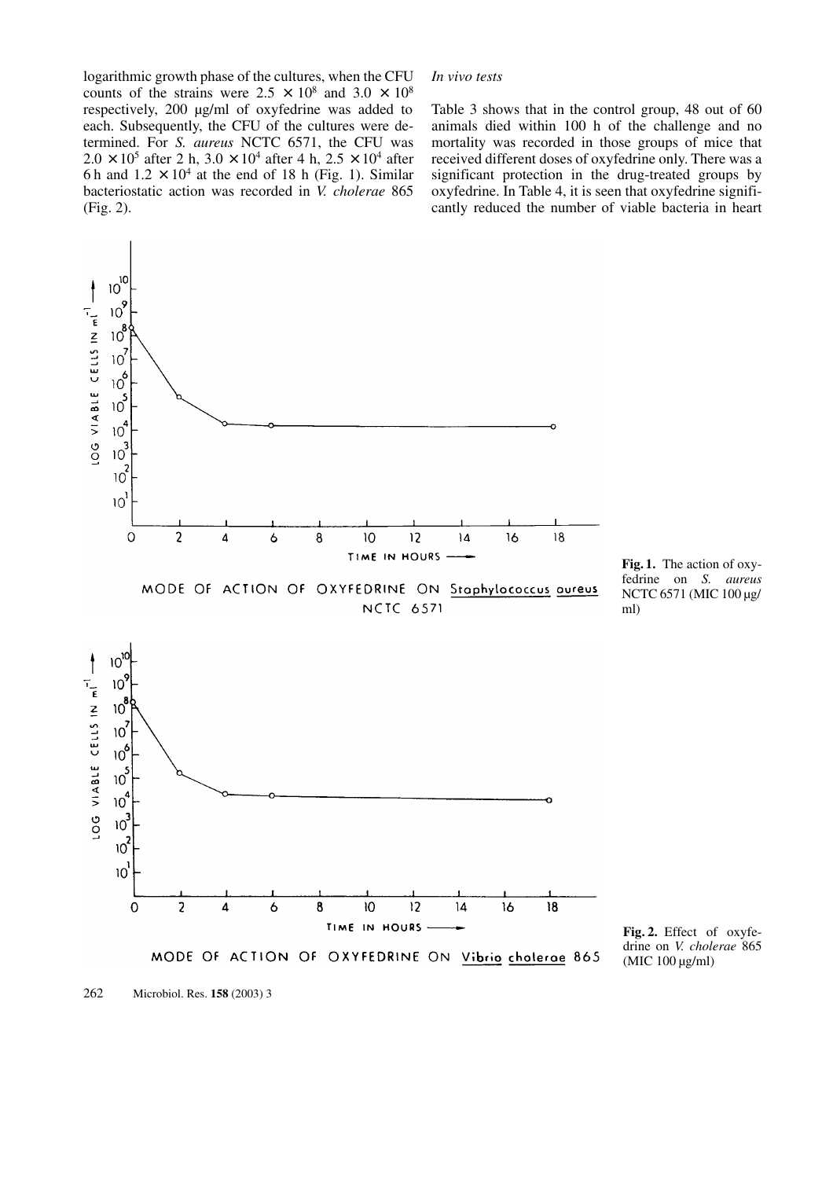logarithmic growth phase of the cultures, when the CFU counts of the strains were $2.5 \times 10^8$ and $3.0 \times 10^8$ respectively, 200 µg/ml of oxyfedrine was added to each. Subsequently, the CFU of the cultures were determined. For *S. aureus* NCTC 6571, the CFU was $2.0 \times 10^5$ after 2 h, $3.0 \times 10^4$ after 4 h, $2.5 \times 10^4$ after 6 h and $1.2 \times 10^4$ at the end of 18 h (Fig. 1). Similar bacteriostatic action was recorded in *V. cholerae* 865 (Fig. 2).

*In vivo tests*

Table 3 shows that in the control group, 48 out of 60 animals died within 100 h of the challenge and no mortality was recorded in those groups of mice that received different doses of oxyfedrine only. There was a significant protection in the drug-treated groups by oxyfedrine. In Table 4, it is seen that oxyfedrine significantly reduced the number of viable bacteria in heart

**Fig. 1.** The action of oxyfedrine on *S. aureus* NCTC 6571 (MIC 100 µg/ml)

**Fig. 2.** Effect of oxyfedrine on *V. cholerae* 865 (MIC 100 µg/ml)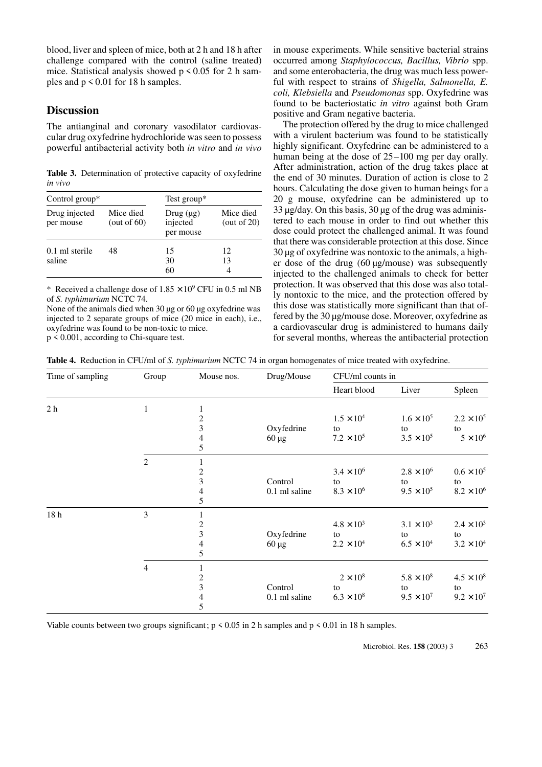blood, liver and spleen of mice, both at 2 h and 18 h after challenge compared with the control (saline treated) mice. Statistical analysis showed $p < 0.05$ for 2 h samples and $p < 0.01$ for 18 h samples.

## Discussion

The antianginal and coronary vasodilator cardiovascular drug oxyfedrine hydrochloride was seen to possess powerful antibacterial activity both *in vitro* and *in vivo* in mouse experiments. While sensitive bacterial strains occurred among *Staphylococcus, Bacillus, Vibrio* spp. and some enterobacteria, the drug was much less powerful with respect to strains of *Shigella, Salmonella, E. coli, Klebsiella* and *Pseudomonas* spp. Oxyfedrine was found to be bacteriostatic *in vitro* against both Gram positive and Gram negative bacteria.

The protection offered by the drug to mice challenged with a virulent bacterium was found to be statistically highly significant. Oxyfedrine can be administered to a human being at the dose of 25–100 mg per day orally. After administration, action of the drug takes place at the end of 30 minutes. Duration of action is close to 2 hours. Calculating the dose given to human beings for a 20 g mouse, oxyfedrine can be administered up to 33 µg/day. On this basis, 30 µg of the drug was administered to each mouse in order to find out whether this dose could protect the challenged animal. It was found that there was considerable protection at this dose. Since 30 µg of oxyfedrine was nontoxic to the animals, a higher dose of the drug (60 µg/mouse) was subsequently injected to the challenged animals to check for better protection. It was observed that this dose was also totally nontoxic to the mice, and the protection offered by this dose was statistically more significant than that offered by the 30 µg/mouse dose. Moreover, oxyfedrine as a cardiovascular drug is administered to humans daily for several months, whereas the antibacterial protection

**Table 3.** Determination of protective capacity of oxyfedrine *in vivo*

| Control group* | | Test group* | |
|---|---|---|---|
| Drug injected per mouse | Mice died (out of 60) | Drug (µg) injected per mouse | Mice died (out of 20) |
| 0.1 ml sterile saline | 48 | 15 | 12 |
| | | 30 | 13 |
| | | 60 | 4 |

\* Received a challenge dose of $1.85 \times 10^9$ CFU in 0.5 ml NB of *S. typhimurium* NCTC 74.
None of the animals died when 30 µg or 60 µg oxyfedrine was injected to 2 separate groups of mice (20 mice in each), i.e., oxyfedrine was found to be non-toxic to mice.
$p < 0.001$, according to Chi-square test.

**Table 4.** Reduction in CFU/ml of *S. typhimurium* NCTC 74 in organ homogenates of mice treated with oxyfedrine.

| Time of sampling | Group | Mouse nos. | Drug/Mouse | CFU/ml counts in Heart blood | Liver | Spleen |
|---|---|---|---|---|---|---|
| 2 h | 1 | 1, 2, 3, 4, 5 | Oxyfedrine 60 µg | $1.5 \times 10^4$ to $7.2 \times 10^5$ | $1.6 \times 10^5$ to $3.5 \times 10^5$ | $2.2 \times 10^5$ to $5 \times 10^6$ |
| | 2 | 1, 2, 3, 4, 5 | Control 0.1 ml saline | $3.4 \times 10^6$ to $8.3 \times 10^6$ | $2.8 \times 10^6$ to $9.5 \times 10^5$ | $0.6 \times 10^5$ to $8.2 \times 10^6$ |
| 18 h | 3 | 1, 2, 3, 4, 5 | Oxyfedrine 60 µg | $4.8 \times 10^3$ to $2.2 \times 10^4$ | $3.1 \times 10^3$ to $6.5 \times 10^4$ | $2.4 \times 10^3$ to $3.2 \times 10^4$ |
| | 4 | 1, 2, 3, 4, 5 | Control 0.1 ml saline | $2 \times 10^8$ to $6.3 \times 10^8$ | $5.8 \times 10^8$ to $9.5 \times 10^7$ | $4.5 \times 10^8$ to $9.2 \times 10^7$ |

Viable counts between two groups significant; $p < 0.05$ in 2 h samples and $p < 0.01$ in 18 h samples.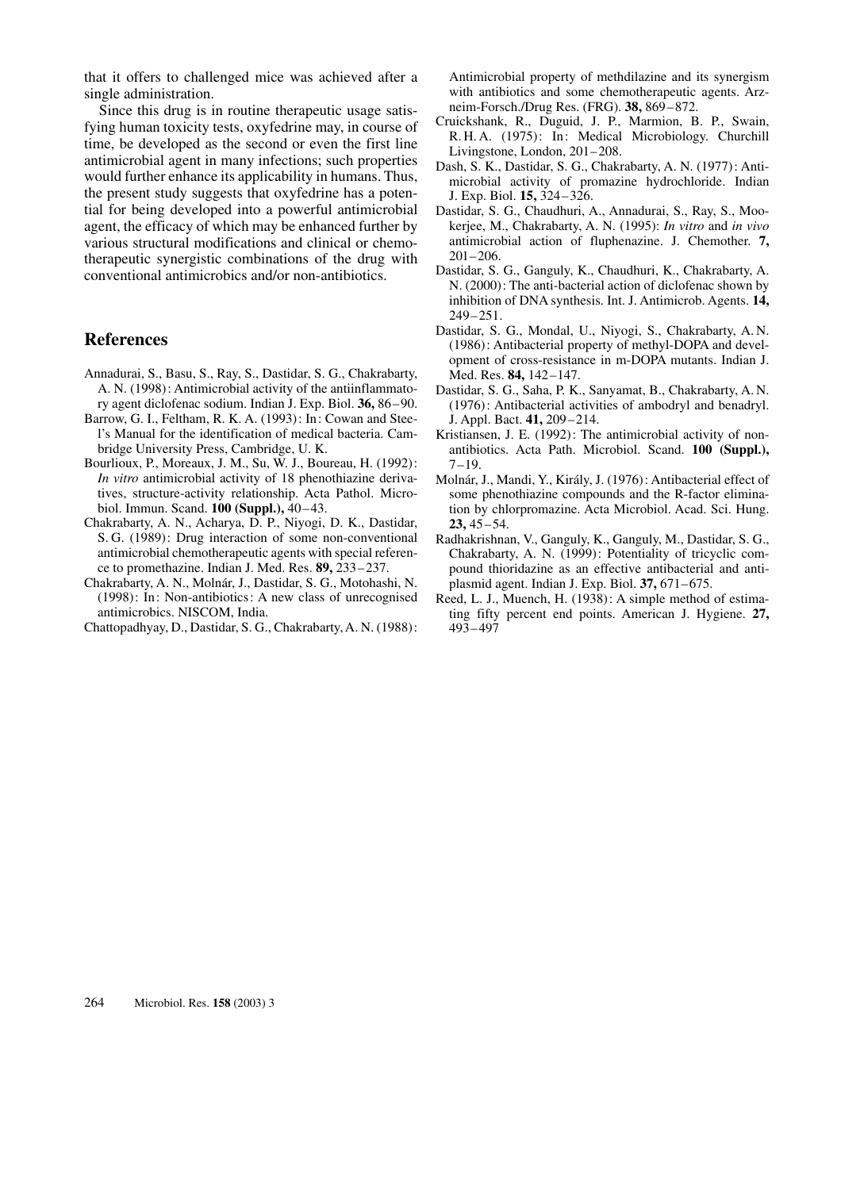that it offers to challenged mice was achieved after a single administration.

Since this drug is in routine therapeutic usage satisfying human toxicity tests, oxyfedrine may, in course of time, be developed as the second or even the first line antimicrobial agent in many infections; such properties would further enhance its applicability in humans. Thus, the present study suggests that oxyfedrine has a potential for being developed into a powerful antimicrobial agent, the efficacy of which may be enhanced further by various structural modifications and clinical or chemotherapeutic synergistic combinations of the drug with conventional antimicrobics and/or non-antibiotics.

## References

Annadurai, S., Basu, S., Ray, S., Dastidar, S. G., Chakrabarty, A. N. (1998): Antimicrobial activity of the antiinflammatory agent diclofenac sodium. Indian J. Exp. Biol. **36,** 86–90.

Barrow, G. I., Feltham, R. K. A. (1993): In: Cowan and Steel's Manual for the identification of medical bacteria. Cambridge University Press, Cambridge, U. K.

Bourlioux, P., Moreaux, J. M., Su, W. J., Boureau, H. (1992): *In vitro* antimicrobial activity of 18 phenothiazine derivatives, structure-activity relationship. Acta Pathol. Microbiol. Immun. Scand. **100 (Suppl.),** 40–43.

Chakrabarty, A. N., Acharya, D. P., Niyogi, D. K., Dastidar, S. G. (1989): Drug interaction of some non-conventional antimicrobial chemotherapeutic agents with special reference to promethazine. Indian J. Med. Res. **89,** 233–237.

Chakrabarty, A. N., Molnár, J., Dastidar, S. G., Motohashi, N. (1998): In: Non-antibiotics: A new class of unrecognised antimicrobics. NISCOM, India.

Chattopadhyay, D., Dastidar, S. G., Chakrabarty, A. N. (1988): Antimicrobial property of methdilazine and its synergism with antibiotics and some chemotherapeutic agents. Arzneim-Forsch./Drug Res. (FRG). **38,** 869–872.

Cruickshank, R., Duguid, J. P., Marmion, B. P., Swain, R. H. A. (1975): In: Medical Microbiology. Churchill Livingstone, London, 201–208.

Dash, S. K., Dastidar, S. G., Chakrabarty, A. N. (1977): Antimicrobial activity of promazine hydrochloride. Indian J. Exp. Biol. **15,** 324–326.

Dastidar, S. G., Chaudhuri, A., Annadurai, S., Ray, S., Mookerjee, M., Chakrabarty, A. N. (1995): *In vitro* and *in vivo* antimicrobial action of fluphenazine. J. Chemother. **7,** 201–206.

Dastidar, S. G., Ganguly, K., Chaudhuri, K., Chakrabarty, A. N. (2000): The anti-bacterial action of diclofenac shown by inhibition of DNA synthesis. Int. J. Antimicrob. Agents. **14,** 249–251.

Dastidar, S. G., Mondal, U., Niyogi, S., Chakrabarty, A. N. (1986): Antibacterial property of methyl-DOPA and development of cross-resistance in m-DOPA mutants. Indian J. Med. Res. **84,** 142–147.

Dastidar, S. G., Saha, P. K., Sanyamat, B., Chakrabarty, A. N. (1976): Antibacterial activities of ambodryl and benadryl. J. Appl. Bact. **41,** 209–214.

Kristiansen, J. E. (1992): The antimicrobial activity of non-antibiotics. Acta Path. Microbiol. Scand. **100 (Suppl.),** 7–19.

Molnár, J., Mandi, Y., Király, J. (1976): Antibacterial effect of some phenothiazine compounds and the R-factor elimination by chlorpromazine. Acta Microbiol. Acad. Sci. Hung. **23,** 45–54.

Radhakrishnan, V., Ganguly, K., Ganguly, M., Dastidar, S. G., Chakrabarty, A. N. (1999): Potentiality of tricyclic compound thioridazine as an effective antibacterial and antiplasmid agent. Indian J. Exp. Biol. **37,** 671–675.

Reed, L. J., Muench, H. (1938): A simple method of estimating fifty percent end points. American J. Hygiene. **27,** 493–497